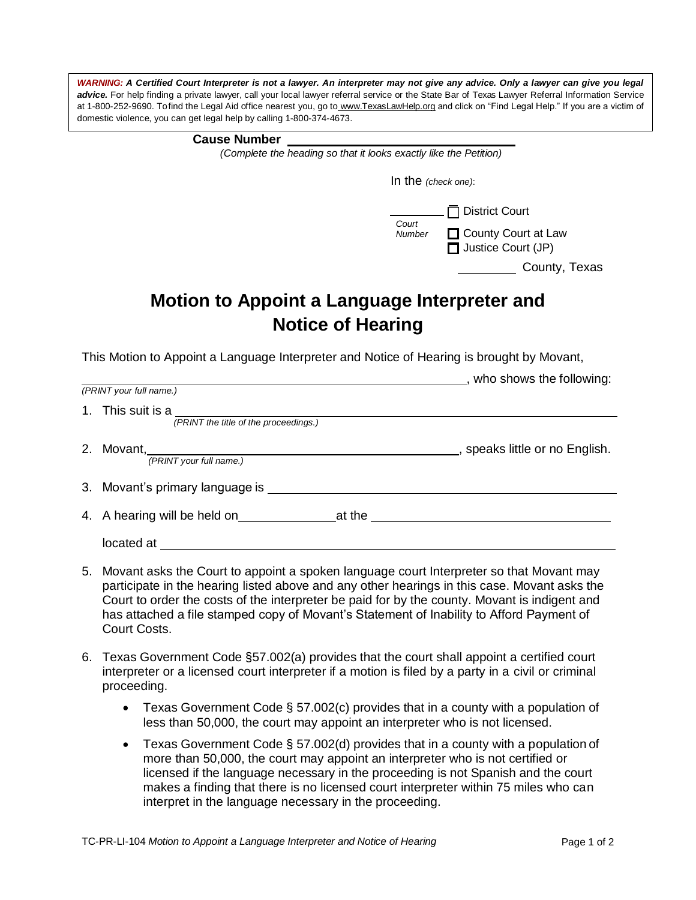***WARNING:* A Certified Court Interpreter is not a lawyer. An interpreter may not give any advice. Only a lawyer can give you legal advice.** For help finding a private lawyer, call your local lawyer referral service or the State Bar of Texas Lawyer Referral Information Service at 1-800-252-9690. To find the Legal Aid office nearest you, go to www.TexasLawHelp.org and click on "Find Legal Help." If you are a victim of domestic violence, you can get legal help by calling 1-800-374-4673.

**Cause Number** ______________________________

*(Complete the heading so that it looks exactly like the Petition)*

In the *(check one)*:

__________ ☐ District Court
*Court Number* ☐ County Court at Law
☐ Justice Court (JP)

__________ County, Texas

# Motion to Appoint a Language Interpreter and Notice of Hearing

This Motion to Appoint a Language Interpreter and Notice of Hearing is brought by Movant,

__________________________________________________, who shows the following:
*(PRINT your full name.)*

1. This suit is a ______________________________________________
   *(PRINT the title of the proceedings.)*

2. Movant, ______________________________________, speaks little or no English.
   *(PRINT your full name.)*

3. Movant's primary language is ______________________________________

4. A hearing will be held on ______________ at the ______________________________

   located at ______________________________________________________

5. Movant asks the Court to appoint a spoken language court Interpreter so that Movant may participate in the hearing listed above and any other hearings in this case. Movant asks the Court to order the costs of the interpreter be paid for by the county. Movant is indigent and has attached a file stamped copy of Movant's Statement of Inability to Afford Payment of Court Costs.

6. Texas Government Code §57.002(a) provides that the court shall appoint a certified court interpreter or a licensed court interpreter if a motion is filed by a party in a civil or criminal proceeding.

   - Texas Government Code § 57.002(c) provides that in a county with a population of less than 50,000, the court may appoint an interpreter who is not licensed.
   - Texas Government Code § 57.002(d) provides that in a county with a population of more than 50,000, the court may appoint an interpreter who is not certified or licensed if the language necessary in the proceeding is not Spanish and the court makes a finding that there is no licensed court interpreter within 75 miles who can interpret in the language necessary in the proceeding.

TC-PR-LI-104 *Motion to Appoint a Language Interpreter and Notice of Hearing*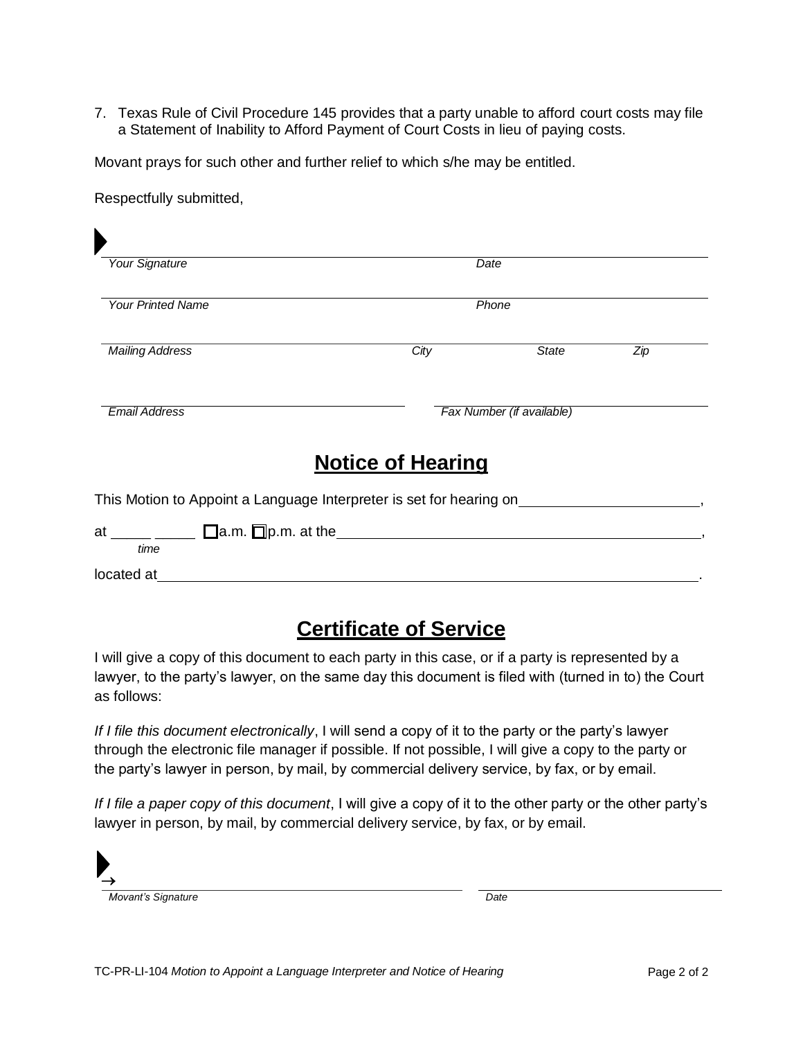7. Texas Rule of Civil Procedure 145 provides that a party unable to afford court costs may file a Statement of Inability to Afford Payment of Court Costs in lieu of paying costs.

Movant prays for such other and further relief to which s/he may be entitled.

Respectfully submitted,

______________________________________________________________
*Your Signature* *Date*

______________________________________________________________
*Your Printed Name* *Phone*

______________________________________________________________
*Mailing Address* *City* *State* *Zip*

______________________________ ______________________________
*Email Address* *Fax Number (if available)*

## Notice of Hearing

This Motion to Appoint a Language Interpreter is set for hearing on ______________________,

at _____ _____ ☐ a.m. ☐ p.m. at the ____________________________________________,
*time*

located at ________________________________________________________________.

## Certificate of Service

I will give a copy of this document to each party in this case, or if a party is represented by a lawyer, to the party's lawyer, on the same day this document is filed with (turned in to) the Court as follows:

*If I file this document electronically*, I will send a copy of it to the party or the party's lawyer through the electronic file manager if possible. If not possible, I will give a copy to the party or the party's lawyer in person, by mail, by commercial delivery service, by fax, or by email.

*If I file a paper copy of this document*, I will give a copy of it to the other party or the other party's lawyer in person, by mail, by commercial delivery service, by fax, or by email.

______________________________________________ ______________________________
*Movant's Signature* *Date*

TC-PR-LI-104 *Motion to Appoint a Language Interpreter and Notice of Hearing*